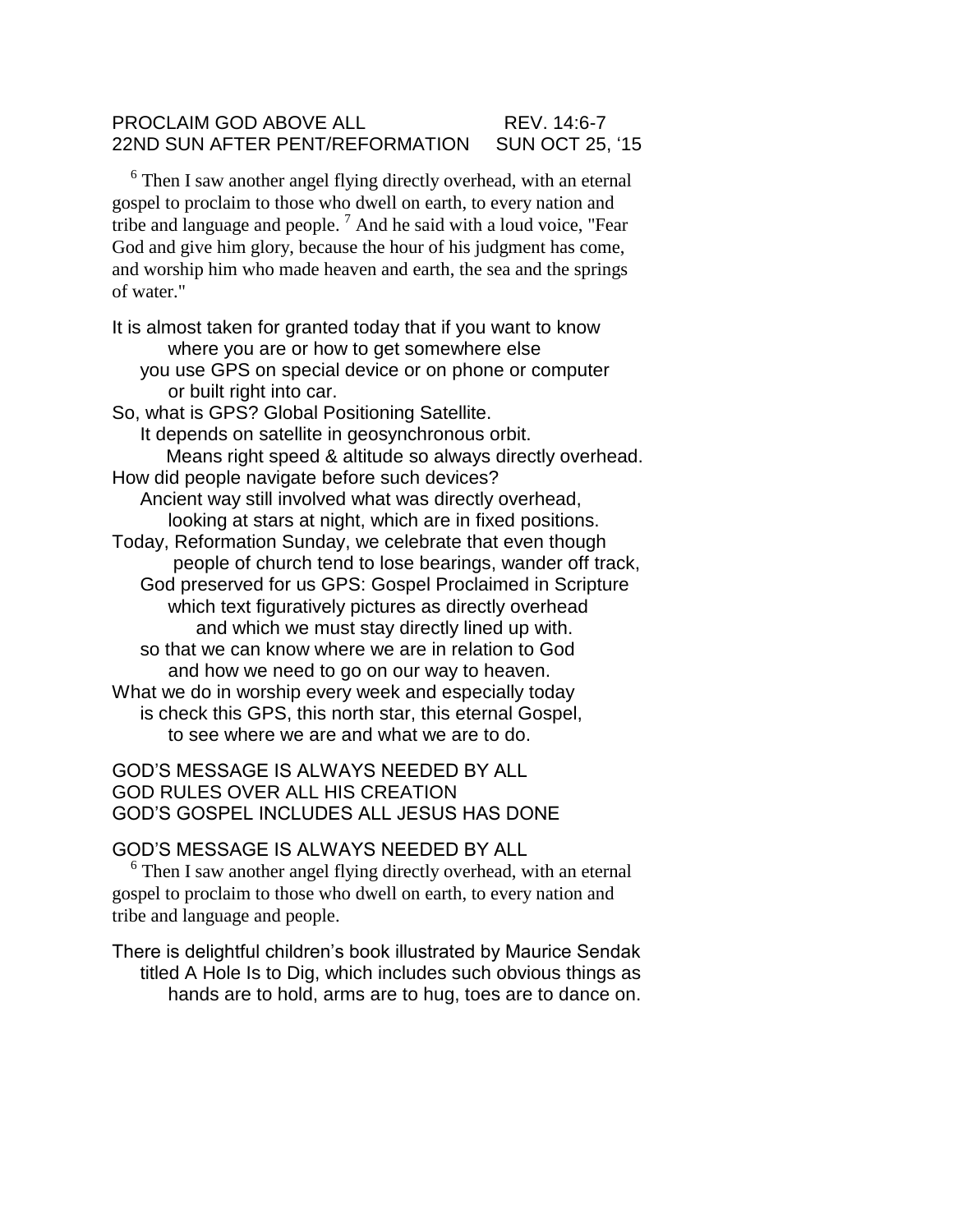PROCLAIM GOD ABOVE ALL REV. 14:6-7
22ND SUN AFTER PENT/REFORMATION SUN OCT 25, '15

[6] Then I saw another angel flying directly overhead, with an eternal gospel to proclaim to those who dwell on earth, to every nation and tribe and language and people. [7] And he said with a loud voice, "Fear God and give him glory, because the hour of his judgment has come, and worship him who made heaven and earth, the sea and the springs of water."

It is almost taken for granted today that if you want to know
where you are or how to get somewhere else
you use GPS on special device or on phone or computer
or built right into car.
So, what is GPS? Global Positioning Satellite.
It depends on satellite in geosynchronous orbit.
Means right speed & altitude so always directly overhead.
How did people navigate before such devices?
Ancient way still involved what was directly overhead,
looking at stars at night, which are in fixed positions.
Today, Reformation Sunday, we celebrate that even though
people of church tend to lose bearings, wander off track,
God preserved for us GPS: Gospel Proclaimed in Scripture
which text figuratively pictures as directly overhead
and which we must stay directly lined up with.
so that we can know where we are in relation to God
and how we need to go on our way to heaven.
What we do in worship every week and especially today
is check this GPS, this north star, this eternal Gospel,
to see where we are and what we are to do.

GOD'S MESSAGE IS ALWAYS NEEDED BY ALL
GOD RULES OVER ALL HIS CREATION
GOD'S GOSPEL INCLUDES ALL JESUS HAS DONE

GOD'S MESSAGE IS ALWAYS NEEDED BY ALL

[6] Then I saw another angel flying directly overhead, with an eternal gospel to proclaim to those who dwell on earth, to every nation and tribe and language and people.

There is delightful children's book illustrated by Maurice Sendak
titled A Hole Is to Dig, which includes such obvious things as
hands are to hold, arms are to hug, toes are to dance on.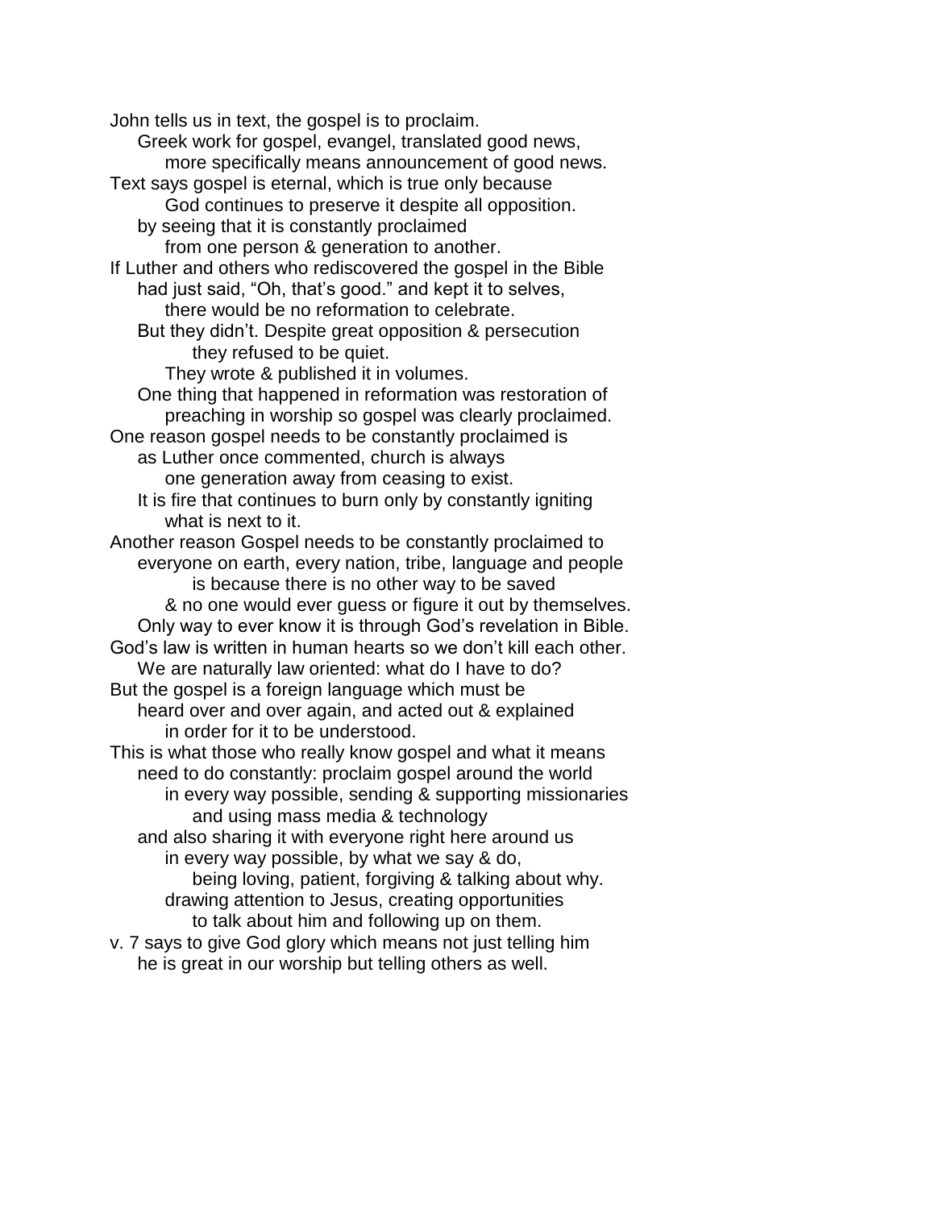John tells us in text, the gospel is to proclaim.
    Greek work for gospel, evangel, translated good news,
        more specifically means announcement of good news.
Text says gospel is eternal, which is true only because
        God continues to preserve it despite all opposition.
    by seeing that it is constantly proclaimed
        from one person & generation to another.
If Luther and others who rediscovered the gospel in the Bible
    had just said, "Oh, that's good." and kept it to selves,
        there would be no reformation to celebrate.
    But they didn't. Despite great opposition & persecution
            they refused to be quiet.
        They wrote & published it in volumes.
    One thing that happened in reformation was restoration of
        preaching in worship so gospel was clearly proclaimed.
One reason gospel needs to be constantly proclaimed is
    as Luther once commented, church is always
        one generation away from ceasing to exist.
    It is fire that continues to burn only by constantly igniting
        what is next to it.
Another reason Gospel needs to be constantly proclaimed to
    everyone on earth, every nation, tribe, language and people
            is because there is no other way to be saved
        & no one would ever guess or figure it out by themselves.
    Only way to ever know it is through God's revelation in Bible.
God's law is written in human hearts so we don't kill each other.
    We are naturally law oriented: what do I have to do?
But the gospel is a foreign language which must be
    heard over and over again, and acted out & explained
        in order for it to be understood.
This is what those who really know gospel and what it means
    need to do constantly: proclaim gospel around the world
        in every way possible, sending & supporting missionaries
            and using mass media & technology
    and also sharing it with everyone right here around us
        in every way possible, by what we say & do,
            being loving, patient, forgiving & talking about why.
        drawing attention to Jesus, creating opportunities
            to talk about him and following up on them.
v. 7 says to give God glory which means not just telling him
    he is great in our worship but telling others as well.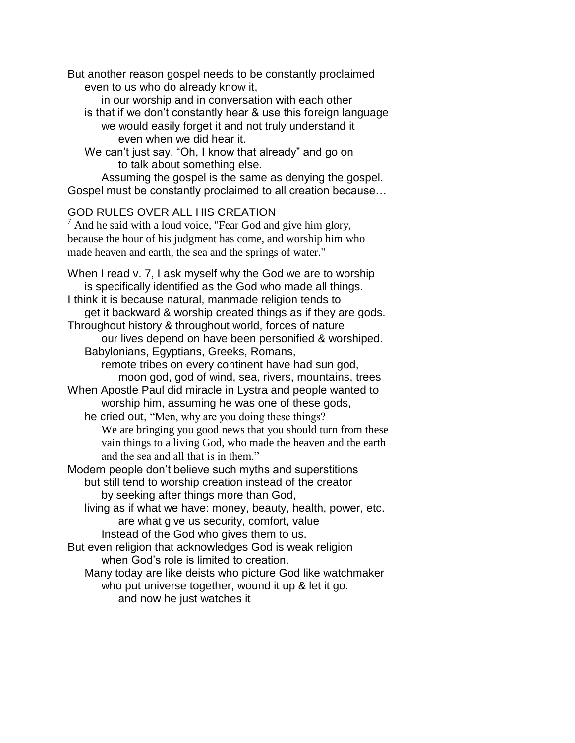But another reason gospel needs to be constantly proclaimed
even to us who do already know it,
in our worship and in conversation with each other
is that if we don't constantly hear & use this foreign language
we would easily forget it and not truly understand it
even when we did hear it.
We can't just say, "Oh, I know that already" and go on
to talk about something else.
Assuming the gospel is the same as denying the gospel.
Gospel must be constantly proclaimed to all creation because…

## GOD RULES OVER ALL HIS CREATION

[7] And he said with a loud voice, "Fear God and give him glory, because the hour of his judgment has come, and worship him who made heaven and earth, the sea and the springs of water."

When I read v. 7, I ask myself why the God we are to worship
is specifically identified as the God who made all things.
I think it is because natural, manmade religion tends to
get it backward & worship created things as if they are gods.
Throughout history & throughout world, forces of nature
our lives depend on have been personified & worshiped.
Babylonians, Egyptians, Greeks, Romans,
remote tribes on every continent have had sun god,
moon god, god of wind, sea, rivers, mountains, trees
When Apostle Paul did miracle in Lystra and people wanted to
worship him, assuming he was one of these gods,
he cried out, "Men, why are you doing these things?
We are bringing you good news that you should turn from these vain things to a living God, who made the heaven and the earth and the sea and all that is in them."
Modern people don't believe such myths and superstitions
but still tend to worship creation instead of the creator
by seeking after things more than God,
living as if what we have: money, beauty, health, power, etc.
are what give us security, comfort, value
Instead of the God who gives them to us.
But even religion that acknowledges God is weak religion
when God's role is limited to creation.
Many today are like deists who picture God like watchmaker
who put universe together, wound it up & let it go.
and now he just watches it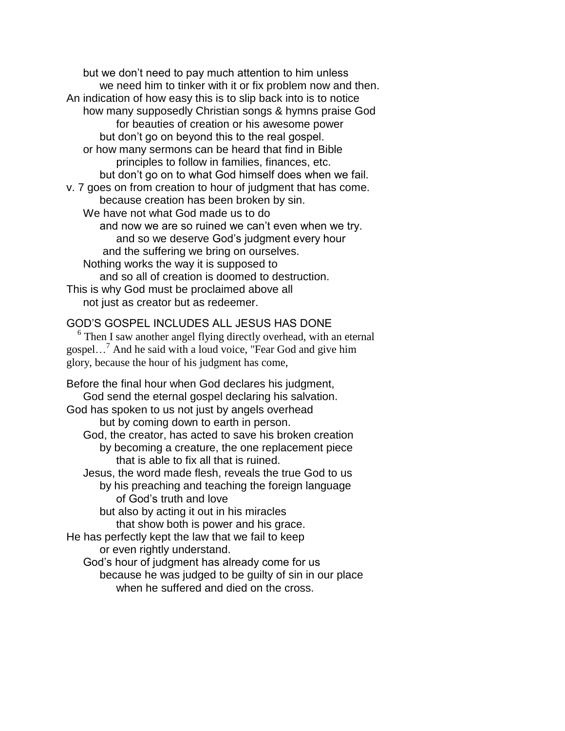but we don't need to pay much attention to him unless
we need him to tinker with it or fix problem now and then.

An indication of how easy this is to slip back into is to notice
how many supposedly Christian songs & hymns praise God
for beauties of creation or his awesome power
but don't go on beyond this to the real gospel.
or how many sermons can be heard that find in Bible
principles to follow in families, finances, etc.
but don't go on to what God himself does when we fail.

v. 7 goes on from creation to hour of judgment that has come.
because creation has been broken by sin.
We have not what God made us to do
and now we are so ruined we can't even when we try.
and so we deserve God's judgment every hour
and the suffering we bring on ourselves.
Nothing works the way it is supposed to
and so all of creation is doomed to destruction.

This is why God must be proclaimed above all
not just as creator but as redeemer.

GOD'S GOSPEL INCLUDES ALL JESUS HAS DONE

[6] Then I saw another angel flying directly overhead, with an eternal gospel…[7] And he said with a loud voice, "Fear God and give him glory, because the hour of his judgment has come,

Before the final hour when God declares his judgment,
God send the eternal gospel declaring his salvation.

God has spoken to us not just by angels overhead
but by coming down to earth in person.
God, the creator, has acted to save his broken creation
by becoming a creature, the one replacement piece
that is able to fix all that is ruined.
Jesus, the word made flesh, reveals the true God to us
by his preaching and teaching the foreign language
of God's truth and love
but also by acting it out in his miracles
that show both is power and his grace.

He has perfectly kept the law that we fail to keep
or even rightly understand.
God's hour of judgment has already come for us
because he was judged to be guilty of sin in our place
when he suffered and died on the cross.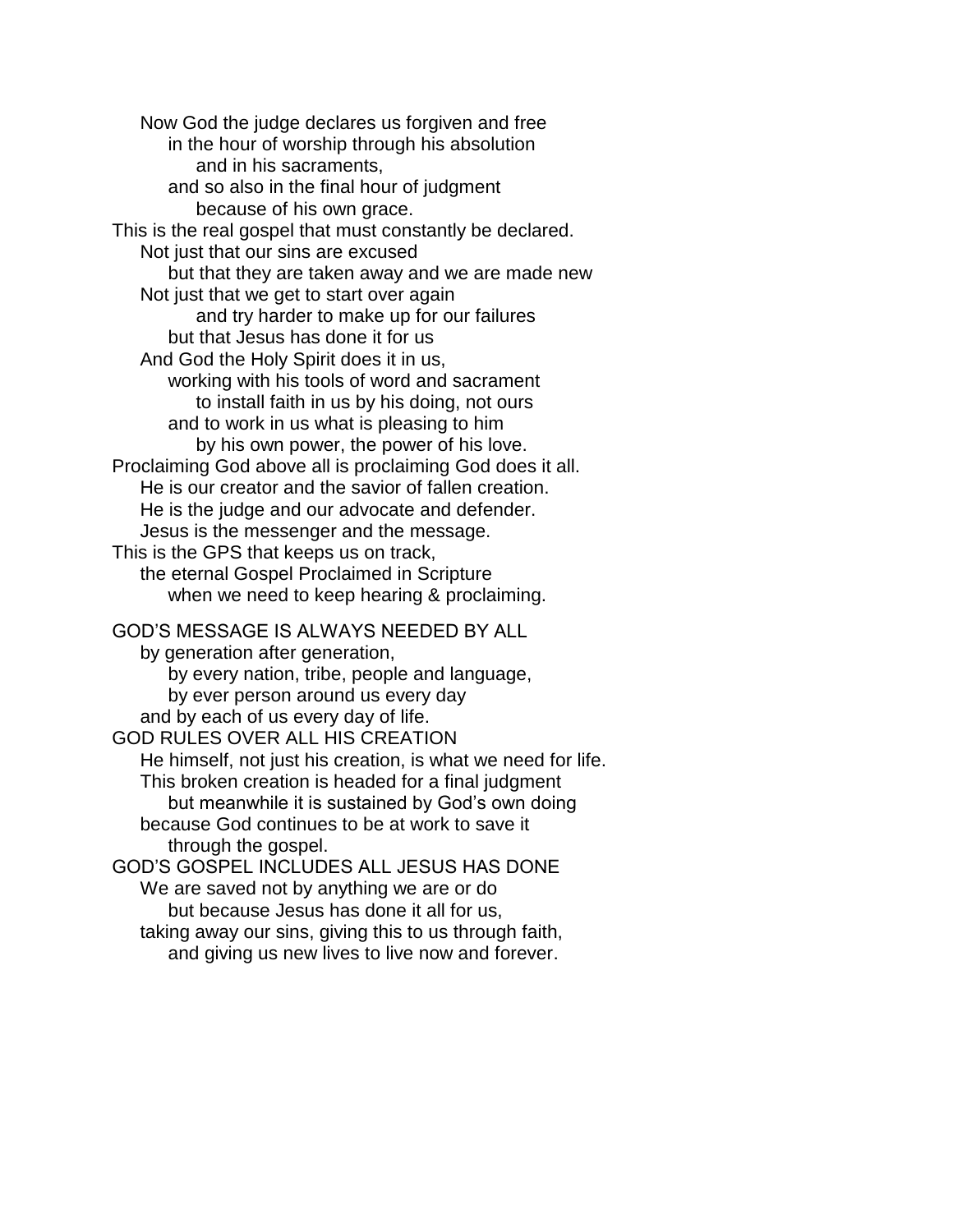Now God the judge declares us forgiven and free
in the hour of worship through his absolution
and in his sacraments,
and so also in the final hour of judgment
because of his own grace.
This is the real gospel that must constantly be declared.
Not just that our sins are excused
but that they are taken away and we are made new
Not just that we get to start over again
and try harder to make up for our failures
but that Jesus has done it for us
And God the Holy Spirit does it in us,
working with his tools of word and sacrament
to install faith in us by his doing, not ours
and to work in us what is pleasing to him
by his own power, the power of his love.
Proclaiming God above all is proclaiming God does it all.
He is our creator and the savior of fallen creation.
He is the judge and our advocate and defender.
Jesus is the messenger and the message.
This is the GPS that keeps us on track,
the eternal Gospel Proclaimed in Scripture
when we need to keep hearing & proclaiming.

GOD'S MESSAGE IS ALWAYS NEEDED BY ALL
by generation after generation,
by every nation, tribe, people and language,
by ever person around us every day
and by each of us every day of life.
GOD RULES OVER ALL HIS CREATION
He himself, not just his creation, is what we need for life.
This broken creation is headed for a final judgment
but meanwhile it is sustained by God's own doing
because God continues to be at work to save it
through the gospel.
GOD'S GOSPEL INCLUDES ALL JESUS HAS DONE
We are saved not by anything we are or do
but because Jesus has done it all for us,
taking away our sins, giving this to us through faith,
and giving us new lives to live now and forever.